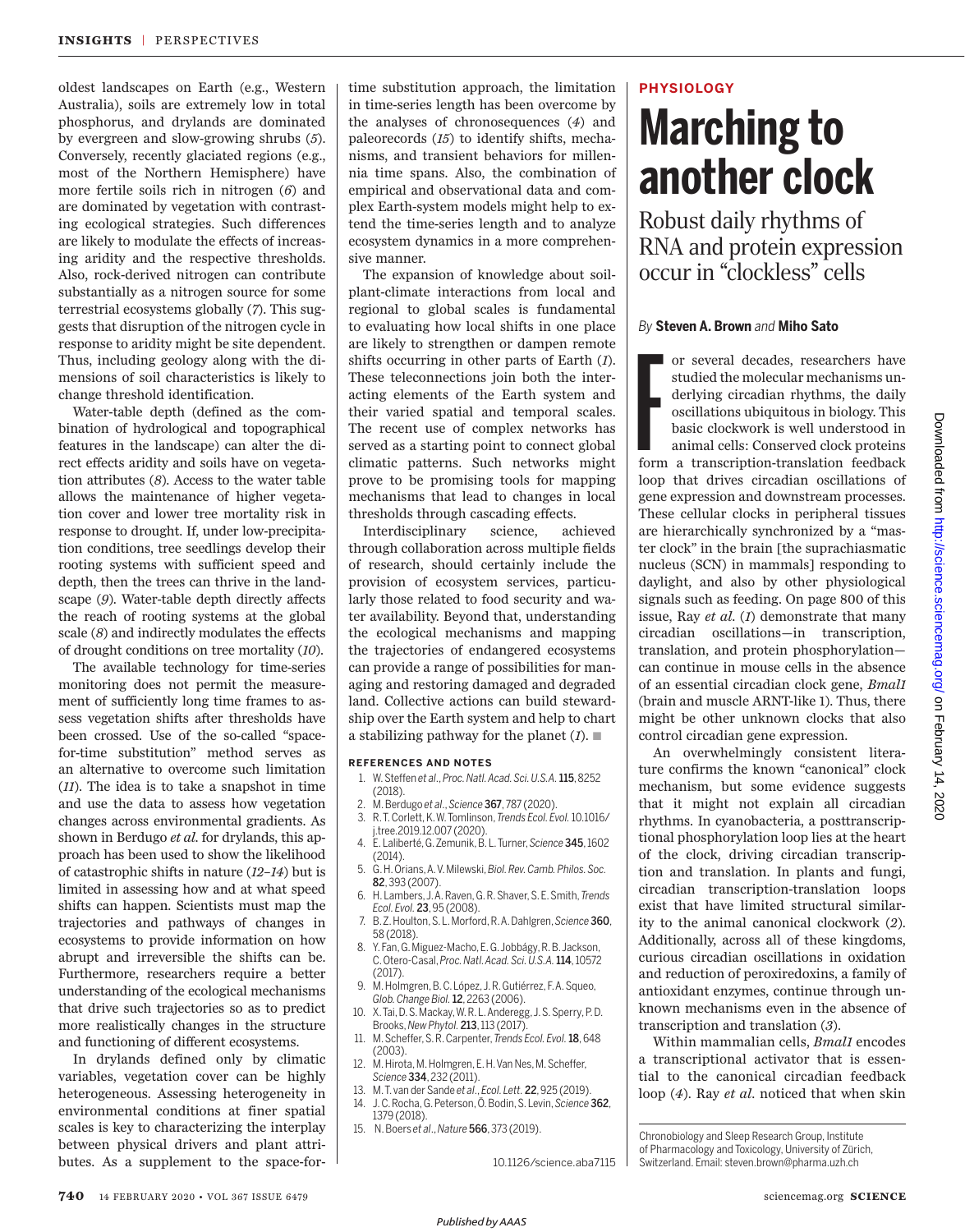oldest landscapes on Earth (e.g., Western Australia), soils are extremely low in total phosphorus, and drylands are dominated by evergreen and slow-growing shrubs (5). Conversely, recently glaciated regions (e.g., most of the Northern Hemisphere) have more fertile soils rich in nitrogen (6) and are dominated by vegetation with contrasting ecological strategies. Such differences are likely to modulate the effects of increasing aridity and the respective thresholds. Also, rock-derived nitrogen can contribute substantially as a nitrogen source for some terrestrial ecosystems globally (7). This suggests that disruption of the nitrogen cycle in response to aridity might be site dependent. Thus, including geology along with the dimensions of soil characteristics is likely to change threshold identification.

Water-table depth (defined as the combination of hydrological and topographical features in the landscape) can alter the direct effects aridity and soils have on vegetation attributes (8). Access to the water table allows the maintenance of higher vegetation cover and lower tree mortality risk in response to drought. If, under low-precipitation conditions, tree seedlings develop their rooting systems with sufficient speed and depth, then the trees can thrive in the landscape (9). Water-table depth directly affects the reach of rooting systems at the global scale (8) and indirectly modulates the effects of drought conditions on tree mortality (10).

The available technology for time-series monitoring does not permit the measurement of sufficiently long time frames to assess vegetation shifts after thresholds have been crossed. Use of the so-called "space-for-time substitution" method serves as an alternative to overcome such limitation (11). The idea is to take a snapshot in time and use the data to assess how vegetation changes across environmental gradients. As shown in Berdugo *et al.* for drylands, this approach has been used to show the likelihood of catastrophic shifts in nature (12–14) but is limited in assessing how and at what speed shifts can happen. Scientists must map the trajectories and pathways of changes in ecosystems to provide information on how abrupt and irreversible the shifts can be. Furthermore, researchers require a better understanding of the ecological mechanisms that drive such trajectories so as to predict more realistically changes in the structure and functioning of different ecosystems.

In drylands defined only by climatic variables, vegetation cover can be highly heterogeneous. Assessing heterogeneity in environmental conditions at finer spatial scales is key to characterizing the interplay between physical drivers and plant attributes. As a supplement to the space-for-time substitution approach, the limitation in time-series length has been overcome by the analyses of chronosequences (4) and paleorecords (15) to identify shifts, mechanisms, and transient behaviors for millennia time spans. Also, the combination of empirical and observational data and complex Earth-system models might help to extend the time-series length and to analyze ecosystem dynamics in a more comprehensive manner.

The expansion of knowledge about soil-plant-climate interactions from local and regional to global scales is fundamental to evaluating how local shifts in one place are likely to strengthen or dampen remote shifts occurring in other parts of Earth (1). These teleconnections join both the interacting elements of the Earth system and their varied spatial and temporal scales. The recent use of complex networks has served as a starting point to connect global climatic patterns. Such networks might prove to be promising tools for mapping mechanisms that lead to changes in local thresholds through cascading effects.

Interdisciplinary science, achieved through collaboration across multiple fields of research, should certainly include the provision of ecosystem services, particularly those related to food security and water availability. Beyond that, understanding the ecological mechanisms and mapping the trajectories of endangered ecosystems can provide a range of possibilities for managing and restoring damaged and degraded land. Collective actions can build stewardship over the Earth system and help to chart a stabilizing pathway for the planet (1). ■

### REFERENCES AND NOTES

1. W. Steffen *et al.*, *Proc. Natl. Acad. Sci. U.S.A.* **115**, 8252 (2018).
2. M. Berdugo *et al.*, *Science* **367**, 787 (2020).
3. R. T. Corlett, K. W. Tomlinson, *Trends Ecol. Evol.* 10.1016/j.tree.2019.12.007 (2020).
4. E. Laliberté, G. Zemunik, B. L. Turner, *Science* **345**, 1602 (2014).
5. G. H. Orians, A. V. Milewski, *Biol. Rev. Camb. Philos. Soc.* **82**, 393 (2007).
6. H. Lambers, J. A. Raven, G. R. Shaver, S. E. Smith, *Trends Ecol. Evol.* **23**, 95 (2008).
7. B. Z. Houlton, S. L. Morford, R. A. Dahlgren, *Science* **360**, 58 (2018).
8. Y. Fan, G. Miguez-Macho, E. G. Jobbágy, R. B. Jackson, C. Otero-Casal, *Proc. Natl. Acad. Sci. U.S.A.* **114**, 10572 (2017).
9. M. Holmgren, B. C. López, J. R. Gutiérrez, F. A. Squeo, *Glob. Change Biol.* **12**, 2263 (2006).
10. X. Tai, D. S. Mackay, W. R. L. Anderegg, J. S. Sperry, P. D. Brooks, *New Phytol.* **213**, 113 (2017).
11. M. Scheffer, S. R. Carpenter, *Trends Ecol. Evol.* **18**, 648 (2003).
12. M. Hirota, M. Holmgren, E. H. Van Nes, M. Scheffer, *Science* **334**, 232 (2011).
13. M. T. van der Sande *et al.*, *Ecol. Lett.* **22**, 925 (2019).
14. J. C. Rocha, G. Peterson, Ö. Bodin, S. Levin, *Science* **362**, 1379 (2018).
15. N. Boers *et al.*, *Nature* **566**, 373 (2019).

10.1126/science.aba7115

---

**PHYSIOLOGY**

# Marching to another clock

## Robust daily rhythms of RNA and protein expression occur in "clockless" cells

*By* **Steven A. Brown** *and* **Miho Sato**

For several decades, researchers have studied the molecular mechanisms underlying circadian rhythms, the daily oscillations ubiquitous in biology. This basic clockwork is well understood in animal cells: Conserved clock proteins form a transcription-translation feedback loop that drives circadian oscillations of gene expression and downstream processes. These cellular clocks in peripheral tissues are hierarchically synchronized by a "master clock" in the brain [the suprachiasmatic nucleus (SCN) in mammals] responding to daylight, and also by other physiological signals such as feeding. On page 800 of this issue, Ray *et al.* (1) demonstrate that many circadian oscillations—in transcription, translation, and protein phosphorylation—can continue in mouse cells in the absence of an essential circadian clock gene, *Bmal1* (brain and muscle ARNT-like 1). Thus, there might be other unknown clocks that also control circadian gene expression.

An overwhelmingly consistent literature confirms the known "canonical" clock mechanism, but some evidence suggests that it might not explain all circadian rhythms. In cyanobacteria, a posttranscriptional phosphorylation loop lies at the heart of the clock, driving circadian transcription and translation. In plants and fungi, circadian transcription-translation loops exist that have limited structural similarity to the animal canonical clockwork (2). Additionally, across all of these kingdoms, curious circadian oscillations in oxidation and reduction of peroxiredoxins, a family of antioxidant enzymes, continue through unknown mechanisms even in the absence of transcription and translation (3).

Within mammalian cells, *Bmal1* encodes a transcriptional activator that is essential to the canonical circadian feedback loop (4). Ray *et al.* noticed that when skin

Chronobiology and Sleep Research Group, Institute of Pharmacology and Toxicology, University of Zürich, Switzerland. Email: steven.brown@pharma.uzh.ch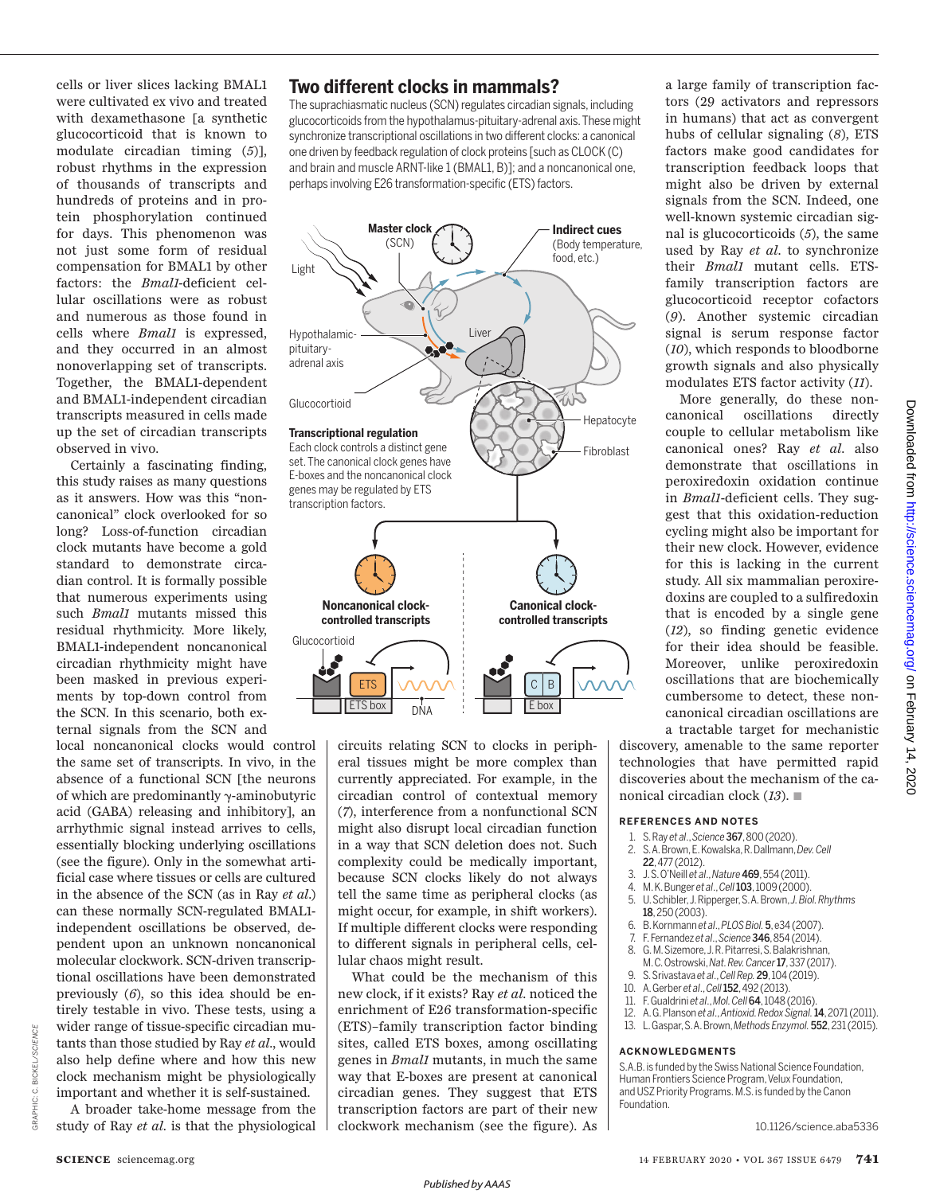cells or liver slices lacking BMAL1 were cultivated ex vivo and treated with dexamethasone [a synthetic glucocorticoid that is known to modulate circadian timing (5)], robust rhythms in the expression of thousands of transcripts and hundreds of proteins and in protein phosphorylation continued for days. This phenomenon was not just some form of residual compensation for BMAL1 by other factors: the *Bmal1*-deficient cellular oscillations were as robust and numerous as those found in cells where *Bmal1* is expressed, and they occurred in an almost nonoverlapping set of transcripts. Together, the BMAL1-dependent and BMAL1-independent circadian transcripts measured in cells made up the set of circadian transcripts observed in vivo.

Certainly a fascinating finding, this study raises as many questions as it answers. How was this "noncanonical" clock overlooked for so long? Loss-of-function circadian clock mutants have become a gold standard to demonstrate circadian control. It is formally possible that numerous experiments using such *Bmal1* mutants missed this residual rhythmicity. More likely, BMAL1-independent noncanonical circadian rhythmicity might have been masked in previous experiments by top-down control from the SCN. In this scenario, both external signals from the SCN and local noncanonical clocks would control the same set of transcripts. In vivo, in the absence of a functional SCN [the neurons of which are predominantly γ-aminobutyric acid (GABA) releasing and inhibitory], an arrhythmic signal instead arrives to cells, essentially blocking underlying oscillations (see the figure). Only in the somewhat artificial case where tissues or cells are cultured in the absence of the SCN (as in Ray *et al.*) can these normally SCN-regulated BMAL1-independent oscillations be observed, dependent upon an unknown noncanonical molecular clockwork. SCN-driven transcriptional oscillations have been demonstrated previously (6), so this idea should be entirely testable in vivo. These tests, using a wider range of tissue-specific circadian mutants than those studied by Ray *et al.*, would also help define where and how this new clock mechanism might be physiologically important and whether it is self-sustained.

A broader take-home message from the study of Ray *et al.* is that the physiological circuits relating SCN to clocks in peripheral tissues might be more complex than currently appreciated. For example, in the circadian control of contextual memory (7), interference from a nonfunctional SCN might also disrupt local circadian function in a way that SCN deletion does not. Such complexity could be medically important, because SCN clocks likely do not always tell the same time as peripheral clocks (as might occur, for example, in shift workers). If multiple different clocks were responding to different signals in peripheral cells, cellular chaos might result.

What could be the mechanism of this new clock, if it exists? Ray *et al.* noticed the enrichment of E26 transformation-specific (ETS)–family transcription factor binding sites, called ETS boxes, among oscillating genes in *Bmal1* mutants, in much the same way that E-boxes are present at canonical circadian genes. They suggest that ETS transcription factors are part of their new clockwork mechanism (see the figure). As a large family of transcription factors (29 activators and repressors in humans) that act as convergent hubs of cellular signaling (8), ETS factors make good candidates for transcription feedback loops that might also be driven by external signals from the SCN. Indeed, one well-known systemic circadian signal is glucocorticoids (5), the same used by Ray *et al.* to synchronize their *Bmal1* mutant cells. ETS-family transcription factors are glucocorticoid receptor cofactors (9). Another systemic circadian signal is serum response factor (10), which responds to bloodborne growth signals and also physically modulates ETS factor activity (11).

More generally, do these noncanonical oscillations directly couple to cellular metabolism like canonical ones? Ray *et al.* also demonstrate that oscillations in peroxiredoxin oxidation continue in *Bmal1*-deficient cells. They suggest that this oxidation-reduction cycling might also be important for their new clock. However, evidence for this is lacking in the current study. All six mammalian peroxiredoxins are coupled to a sulfiredoxin that is encoded by a single gene (12), so finding genetic evidence for their idea should be feasible. Moreover, unlike peroxiredoxin oscillations that are biochemically cumbersome to detect, these noncanonical circadian oscillations are a tractable target for mechanistic discovery, amenable to the same reporter technologies that have permitted rapid discoveries about the mechanism of the canonical circadian clock (13). ■

## Two different clocks in mammals?

The suprachiasmatic nucleus (SCN) regulates circadian signals, including glucocorticoids from the hypothalamus-pituitary-adrenal axis. These might synchronize transcriptional oscillations in two different clocks: a canonical one driven by feedback regulation of clock proteins [such as CLOCK (C) and brain and muscle ARNT-like 1 (BMAL1, B)]; and a noncanonical one, perhaps involving E26 transformation-specific (ETS) factors.

Master clock (SCN)

Light

Indirect cues (Body temperature, food, etc.)

Hypothalamic-pituitary-adrenal axis

Liver

Glucocortioid

Hepatocyte

Fibroblast

**Transcriptional regulation**
Each clock controls a distinct gene set. The canonical clock genes have E-boxes and the noncanonical clock genes may be regulated by ETS transcription factors.

**Noncanonical clock-controlled transcripts**

**Canonical clock-controlled transcripts**

Glucocortioid

ETS

ETS box

DNA

C B

E box

GRAPHIC: C. BICKEL/SCIENCE

## REFERENCES AND NOTES

1. S. Ray *et al.*, *Science* **367**, 800 (2020).
2. S. A. Brown, E. Kowalska, R. Dallmann, *Dev. Cell* **22**, 477 (2012).
3. J. S. O'Neill *et al.*, *Nature* **469**, 554 (2011).
4. M. K. Bunger *et al.*, *Cell* **103**, 1009 (2000).
5. U. Schibler, J. Ripperger, S. A. Brown, *J. Biol. Rhythms* **18**, 250 (2003).
6. B. Kornmann *et al.*, *PLOS Biol.* **5**, e34 (2007).
7. F. Fernandez *et al.*, *Science* **346**, 854 (2014).
8. G. M. Sizemore, J. R. Pitarresi, S. Balakrishnan, M. C. Ostrowski, *Nat. Rev. Cancer* **17**, 337 (2017).
9. S. Srivastava *et al.*, *Cell Rep.* **29**, 104 (2019).
10. A. Gerber *et al.*, *Cell* **152**, 492 (2013).
11. F. Gualdrini *et al.*, *Mol. Cell* **64**, 1048 (2016).
12. A. G. Planson *et al.*, *Antioxid. Redox Signal.* **14**, 2071 (2011).
13. L. Gaspar, S. A. Brown, *Methods Enzymol.* **552**, 231 (2015).

## ACKNOWLEDGMENTS

S.A.B. is funded by the Swiss National Science Foundation, Human Frontiers Science Program, Velux Foundation, and USZ Priority Programs. M.S. is funded by the Canon Foundation.

10.1126/science.aba5336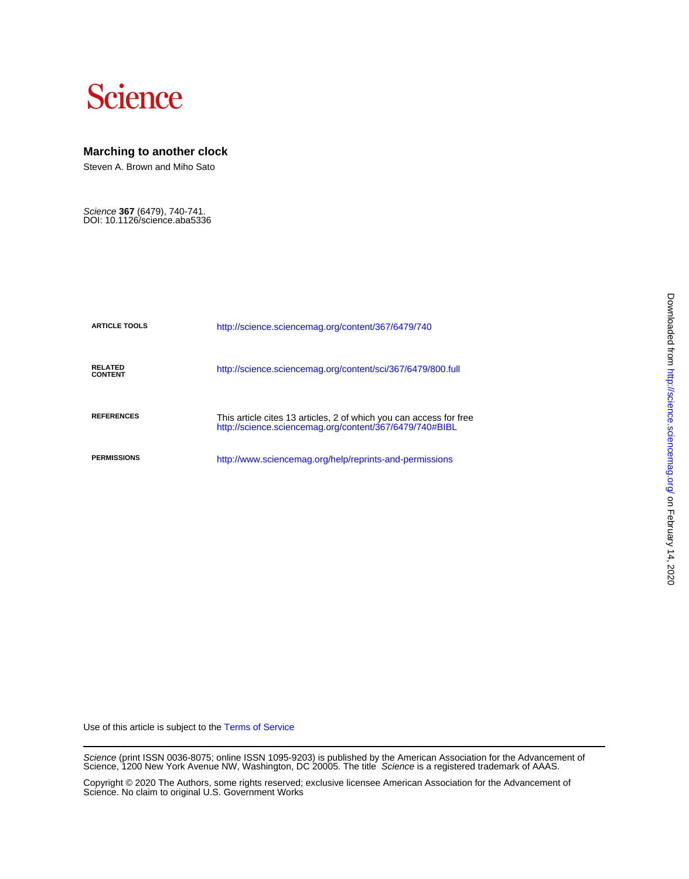# Science

## Marching to another clock

Steven A. Brown and Miho Sato

*Science* **367** (6479), 740-741.
DOI: 10.1126/science.aba5336

| | |
|---|---|
| **ARTICLE TOOLS** | http://science.sciencemag.org/content/367/6479/740 |
| **RELATED CONTENT** | http://science.sciencemag.org/content/sci/367/6479/800.full |
| **REFERENCES** | This article cites 13 articles, 2 of which you can access for free http://science.sciencemag.org/content/367/6479/740#BIBL |
| **PERMISSIONS** | http://www.sciencemag.org/help/reprints-and-permissions |

Use of this article is subject to the Terms of Service

*Science* (print ISSN 0036-8075; online ISSN 1095-9203) is published by the American Association for the Advancement of Science, 1200 New York Avenue NW, Washington, DC 20005. The title *Science* is a registered trademark of AAAS.

Copyright © 2020 The Authors, some rights reserved; exclusive licensee American Association for the Advancement of Science. No claim to original U.S. Government Works

Downloaded from http://science.sciencemag.org/ on February 14, 2020